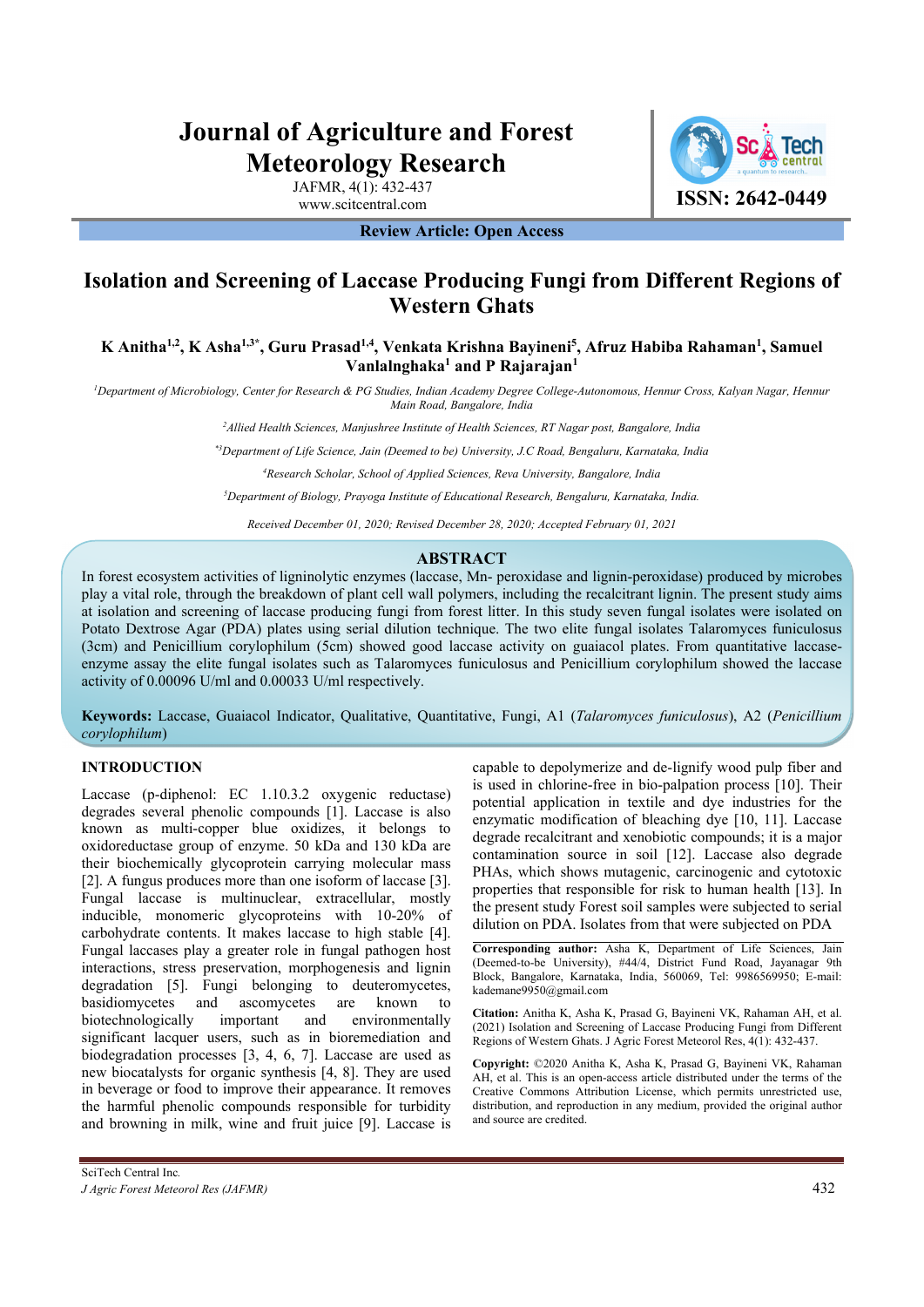# Journal of Agriculture and Forest Meteorology Research

JAFMR, 4(1): 432-437

www.scitcentral.com

ISSN: 2642-0449

**Review Article: Open Access**

## Isolation and Screening of Laccase Producing Fungi from Different Regions of Western Ghats

**K Anitha[1,2], K Asha[1,3*], Guru Prasad[1,4], Venkata Krishna Bayineni[5], Afruz Habiba Rahaman[1], Samuel Vanlalnghaka[1] and P Rajarajan[1]**

*[1]Department of Microbiology, Center for Research & PG Studies, Indian Academy Degree College-Autonomous, Hennur Cross, Kalyan Nagar, Hennur Main Road, Bangalore, India*

*[2]Allied Health Sciences, Manjushree Institute of Health Sciences, RT Nagar post, Bangalore, India*

*[*3]Department of Life Science, Jain (Deemed to be) University, J.C Road, Bengaluru, Karnataka, India*

*[4]Research Scholar, School of Applied Sciences, Reva University, Bangalore, India*

*[5]Department of Biology, Prayoga Institute of Educational Research, Bengaluru, Karnataka, India.*

*Received December 01, 2020; Revised December 28, 2020; Accepted February 01, 2021*

### ABSTRACT

In forest ecosystem activities of ligninolytic enzymes (laccase, Mn- peroxidase and lignin-peroxidase) produced by microbes play a vital role, through the breakdown of plant cell wall polymers, including the recalcitrant lignin. The present study aims at isolation and screening of laccase producing fungi from forest litter. In this study seven fungal isolates were isolated on Potato Dextrose Agar (PDA) plates using serial dilution technique. The two elite fungal isolates Talaromyces funiculosus (3cm) and Penicillium corylophilum (5cm) showed good laccase activity on guaiacol plates. From quantitative laccase-enzyme assay the elite fungal isolates such as Talaromyces funiculosus and Penicillium corylophilum showed the laccase activity of 0.00096 U/ml and 0.00033 U/ml respectively.

**Keywords:** Laccase, Guaiacol Indicator, Qualitative, Quantitative, Fungi, A1 (*Talaromyces funiculosus*), A2 (*Penicillium corylophilum*)

### INTRODUCTION

Laccase (p-diphenol: EC 1.10.3.2 oxygenic reductase) degrades several phenolic compounds [1]. Laccase is also known as multi-copper blue oxidizes, it belongs to oxidoreductase group of enzyme. 50 kDa and 130 kDa are their biochemically glycoprotein carrying molecular mass [2]. A fungus produces more than one isoform of laccase [3]. Fungal laccase is multinuclear, extracellular, mostly inducible, monomeric glycoproteins with 10-20% of carbohydrate contents. It makes laccase to high stable [4]. Fungal laccases play a greater role in fungal pathogen host interactions, stress preservation, morphogenesis and lignin degradation [5]. Fungi belonging to deuteromycetes, basidiomycetes and ascomycetes are known to biotechnologically important and environmentally significant lacquer users, such as in bioremediation and biodegradation processes [3, 4, 6, 7]. Laccase are used as new biocatalysts for organic synthesis [4, 8]. They are used in beverage or food to improve their appearance. It removes the harmful phenolic compounds responsible for turbidity and browning in milk, wine and fruit juice [9]. Laccase is capable to depolymerize and de-lignify wood pulp fiber and is used in chlorine-free in bio-palpation process [10]. Their potential application in textile and dye industries for the enzymatic modification of bleaching dye [10, 11]. Laccase degrade recalcitrant and xenobiotic compounds; it is a major contamination source in soil [12]. Laccase also degrade PHAs, which shows mutagenic, carcinogenic and cytotoxic properties that responsible for risk to human health [13]. In the present study Forest soil samples were subjected to serial dilution on PDA. Isolates from that were subjected on PDA

**Corresponding author:** Asha K, Department of Life Sciences, Jain (Deemed-to-be University), #44/4, District Fund Road, Jayanagar 9th Block, Bangalore, Karnataka, India, 560069, Tel: 9986569950; E-mail: kademane9950@gmail.com

**Citation:** Anitha K, Asha K, Prasad G, Bayineni VK, Rahaman AH, et al. (2021) Isolation and Screening of Laccase Producing Fungi from Different Regions of Western Ghats. J Agric Forest Meteorol Res, 4(1): 432-437.

**Copyright:** ©2020 Anitha K, Asha K, Prasad G, Bayineni VK, Rahaman AH, et al. This is an open-access article distributed under the terms of the Creative Commons Attribution License, which permits unrestricted use, distribution, and reproduction in any medium, provided the original author and source are credited.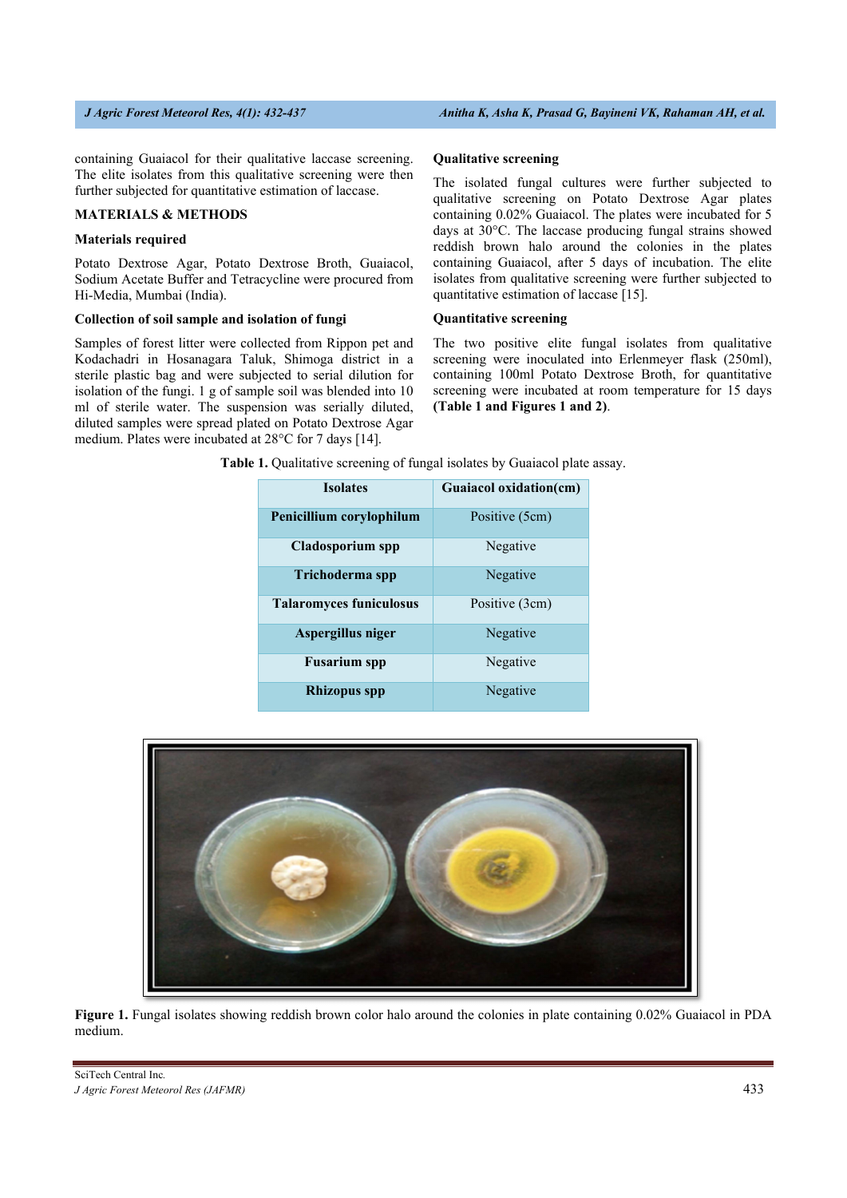containing Guaiacol for their qualitative laccase screening. The elite isolates from this qualitative screening were then further subjected for quantitative estimation of laccase.

## MATERIALS & METHODS

### Materials required

Potato Dextrose Agar, Potato Dextrose Broth, Guaiacol, Sodium Acetate Buffer and Tetracycline were procured from Hi-Media, Mumbai (India).

### Collection of soil sample and isolation of fungi

Samples of forest litter were collected from Rippon pet and Kodachadri in Hosanagara Taluk, Shimoga district in a sterile plastic bag and were subjected to serial dilution for isolation of the fungi. 1 g of sample soil was blended into 10 ml of sterile water. The suspension was serially diluted, diluted samples were spread plated on Potato Dextrose Agar medium. Plates were incubated at 28°C for 7 days [14].

### Qualitative screening

The isolated fungal cultures were further subjected to qualitative screening on Potato Dextrose Agar plates containing 0.02% Guaiacol. The plates were incubated for 5 days at 30°C. The laccase producing fungal strains showed reddish brown halo around the colonies in the plates containing Guaiacol, after 5 days of incubation. The elite isolates from qualitative screening were further subjected to quantitative estimation of laccase [15].

### Quantitative screening

The two positive elite fungal isolates from qualitative screening were inoculated into Erlenmeyer flask (250ml), containing 100ml Potato Dextrose Broth, for quantitative screening were incubated at room temperature for 15 days **(Table 1 and Figures 1 and 2)**.

**Table 1.** Qualitative screening of fungal isolates by Guaiacol plate assay.

| Isolates | Guaiacol oxidation(cm) |
|---|---|
| **Penicillium corylophilum** | Positive (5cm) |
| **Cladosporium spp** | Negative |
| **Trichoderma spp** | Negative |
| **Talaromyces funiculosus** | Positive (3cm) |
| **Aspergillus niger** | Negative |
| **Fusarium spp** | Negative |
| **Rhizopus spp** | Negative |

**Figure 1.** Fungal isolates showing reddish brown color halo around the colonies in plate containing 0.02% Guaiacol in PDA medium.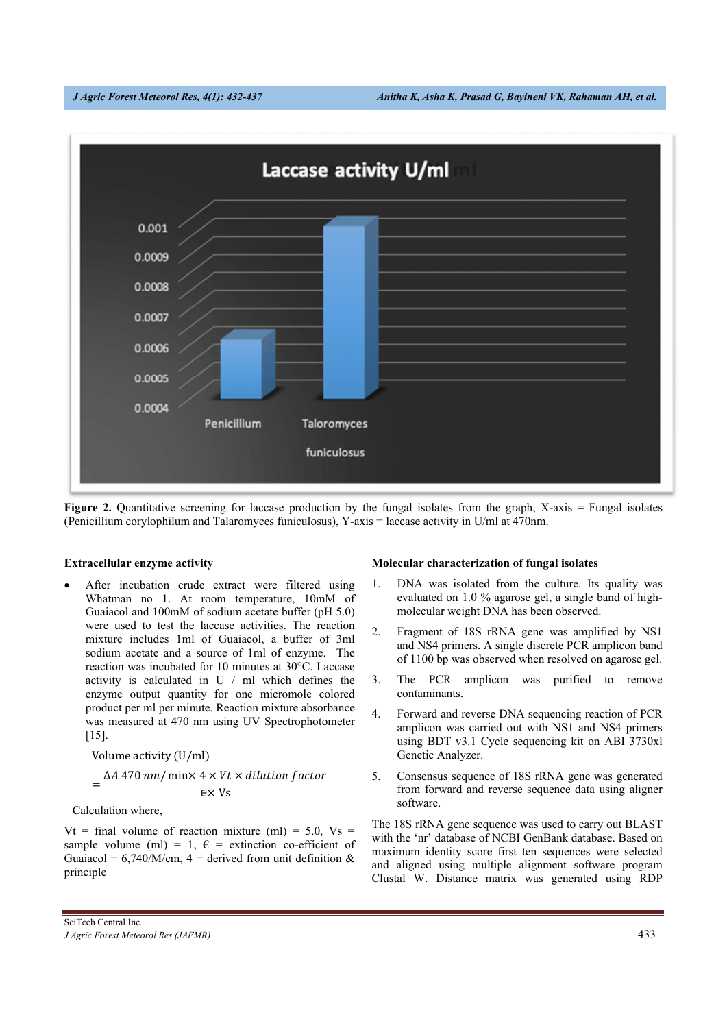Laccase activity U/ml

0.001
0.0009
0.0008
0.0007
0.0006
0.0005
0.0004

Penicillium
Taloromyces funiculosus

**Figure 2.** Quantitative screening for laccase production by the fungal isolates from the graph, X-axis = Fungal isolates (Penicillium corylophilum and Talaromyces funiculosus), Y-axis = laccase activity in U/ml at 470nm.

**Extracellular enzyme activity**

- After incubation crude extract were filtered using Whatman no 1. At room temperature, 10mM of Guaiacol and 100mM of sodium acetate buffer (pH 5.0) were used to test the laccase activities. The reaction mixture includes 1ml of Guaiacol, a buffer of 3ml sodium acetate and a source of 1ml of enzyme. The reaction was incubated for 10 minutes at 30°C. Laccase activity is calculated in U / ml which defines the enzyme output quantity for one micromole colored product per ml per minute. Reaction mixture absorbance was measured at 470 nm using UV Spectrophotometer [15].

Volume activity (U/ml)

$$= \frac{\Delta A\ 470\ nm/\min \times 4 \times Vt \times dilution\ factor}{\epsilon \times \mathrm{Vs}}$$

Calculation where,

Vt = final volume of reaction mixture (ml) = 5.0, Vs = sample volume (ml) = 1, € = extinction co-efficient of Guaiacol = 6,740/M/cm, 4 = derived from unit definition & principle

**Molecular characterization of fungal isolates**

1. DNA was isolated from the culture. Its quality was evaluated on 1.0 % agarose gel, a single band of high-molecular weight DNA has been observed.
2. Fragment of 18S rRNA gene was amplified by NS1 and NS4 primers. A single discrete PCR amplicon band of 1100 bp was observed when resolved on agarose gel.
3. The PCR amplicon was purified to remove contaminants.
4. Forward and reverse DNA sequencing reaction of PCR amplicon was carried out with NS1 and NS4 primers using BDT v3.1 Cycle sequencing kit on ABI 3730xl Genetic Analyzer.
5. Consensus sequence of 18S rRNA gene was generated from forward and reverse sequence data using aligner software.

The 18S rRNA gene sequence was used to carry out BLAST with the 'nr' database of NCBI GenBank database. Based on maximum identity score first ten sequences were selected and aligned using multiple alignment software program Clustal W. Distance matrix was generated using RDP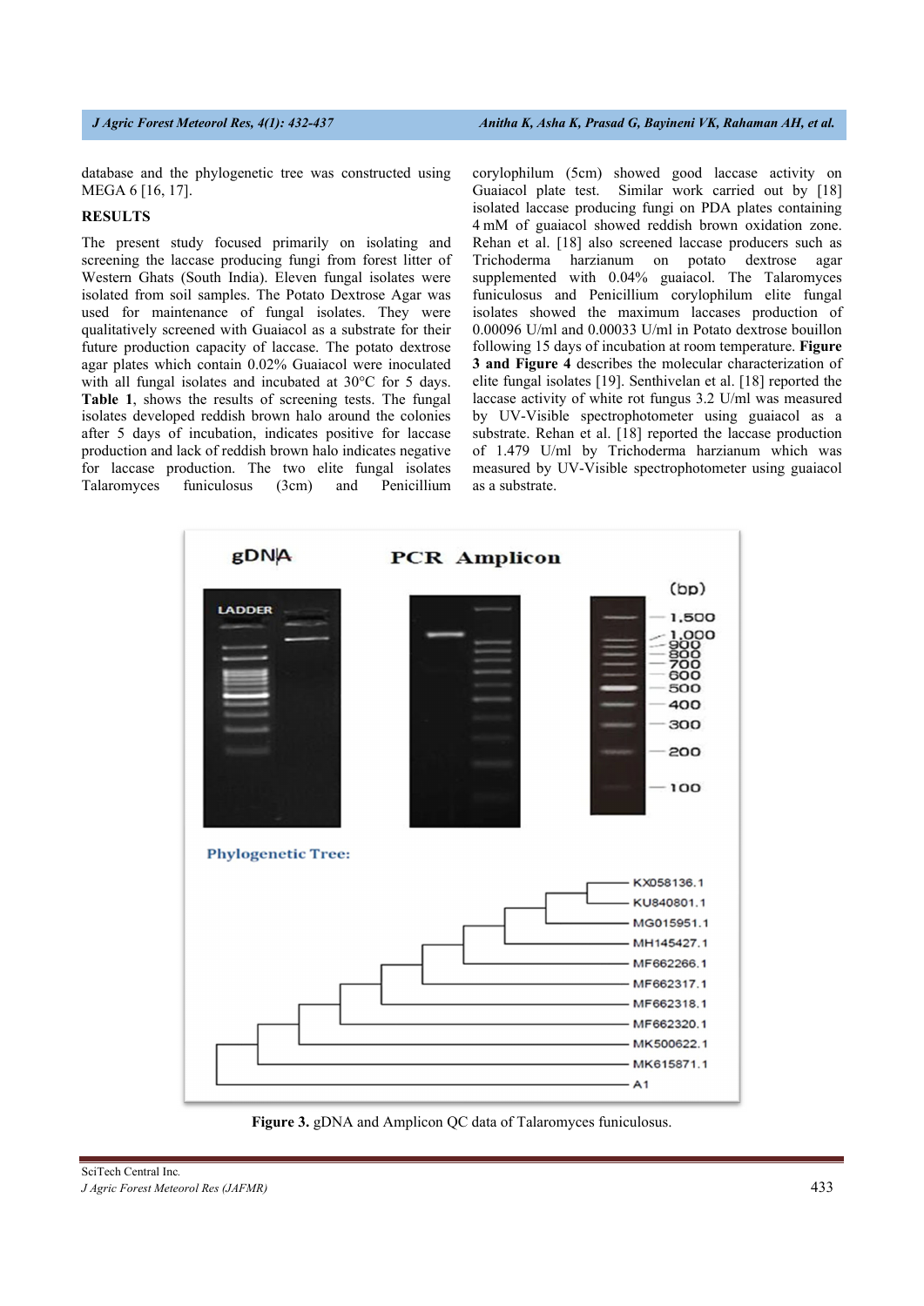database and the phylogenetic tree was constructed using MEGA 6 [16, 17].

## RESULTS

The present study focused primarily on isolating and screening the laccase producing fungi from forest litter of Western Ghats (South India). Eleven fungal isolates were isolated from soil samples. The Potato Dextrose Agar was used for maintenance of fungal isolates. They were qualitatively screened with Guaiacol as a substrate for their future production capacity of laccase. The potato dextrose agar plates which contain 0.02% Guaiacol were inoculated with all fungal isolates and incubated at 30°C for 5 days. **Table 1**, shows the results of screening tests. The fungal isolates developed reddish brown halo around the colonies after 5 days of incubation, indicates positive for laccase production and lack of reddish brown halo indicates negative for laccase production. The two elite fungal isolates Talaromyces funiculosus (3cm) and Penicillium corylophilum (5cm) showed good laccase activity on Guaiacol plate test. Similar work carried out by [18] isolated laccase producing fungi on PDA plates containing 4 mM of guaiacol showed reddish brown oxidation zone. Rehan et al. [18] also screened laccase producers such as Trichoderma harzianum on potato dextrose agar supplemented with 0.04% guaiacol. The Talaromyces funiculosus and Penicillium corylophilum elite fungal isolates showed the maximum laccases production of 0.00096 U/ml and 0.00033 U/ml in Potato dextrose bouillon following 15 days of incubation at room temperature. **Figure 3 and Figure 4** describes the molecular characterization of elite fungal isolates [19]. Senthivelan et al. [18] reported the laccase activity of white rot fungus 3.2 U/ml was measured by UV-Visible spectrophotometer using guaiacol as a substrate. Rehan et al. [18] reported the laccase production of 1.479 U/ml by Trichoderma harzianum which was measured by UV-Visible spectrophotometer using guaiacol as a substrate.

**Figure 3.** gDNA and Amplicon QC data of Talaromyces funiculosus.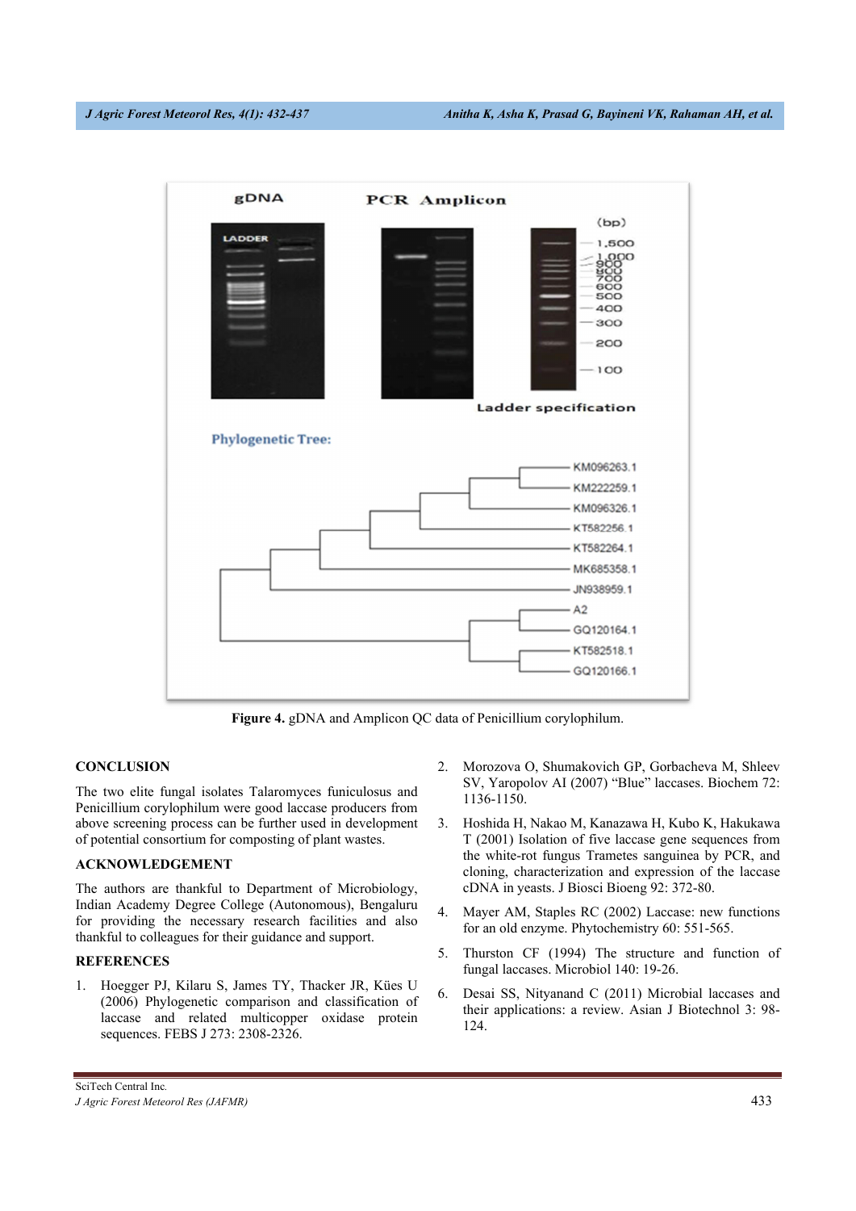**Figure 4.** gDNA and Amplicon QC data of Penicillium corylophilum.

## CONCLUSION

The two elite fungal isolates Talaromyces funiculosus and Penicillium corylophilum were good laccase producers from above screening process can be further used in development of potential consortium for composting of plant wastes.

## ACKNOWLEDGEMENT

The authors are thankful to Department of Microbiology, Indian Academy Degree College (Autonomous), Bengaluru for providing the necessary research facilities and also thankful to colleagues for their guidance and support.

## REFERENCES

1. Hoegger PJ, Kilaru S, James TY, Thacker JR, Kües U (2006) Phylogenetic comparison and classification of laccase and related multicopper oxidase protein sequences. FEBS J 273: 2308-2326.
2. Morozova O, Shumakovich GP, Gorbacheva M, Shleev SV, Yaropolov AI (2007) "Blue" laccases. Biochem 72: 1136-1150.
3. Hoshida H, Nakao M, Kanazawa H, Kubo K, Hakukawa T (2001) Isolation of five laccase gene sequences from the white-rot fungus Trametes sanguinea by PCR, and cloning, characterization and expression of the laccase cDNA in yeasts. J Biosci Bioeng 92: 372-80.
4. Mayer AM, Staples RC (2002) Laccase: new functions for an old enzyme. Phytochemistry 60: 551-565.
5. Thurston CF (1994) The structure and function of fungal laccases. Microbiol 140: 19-26.
6. Desai SS, Nityanand C (2011) Microbial laccases and their applications: a review. Asian J Biotechnol 3: 98-124.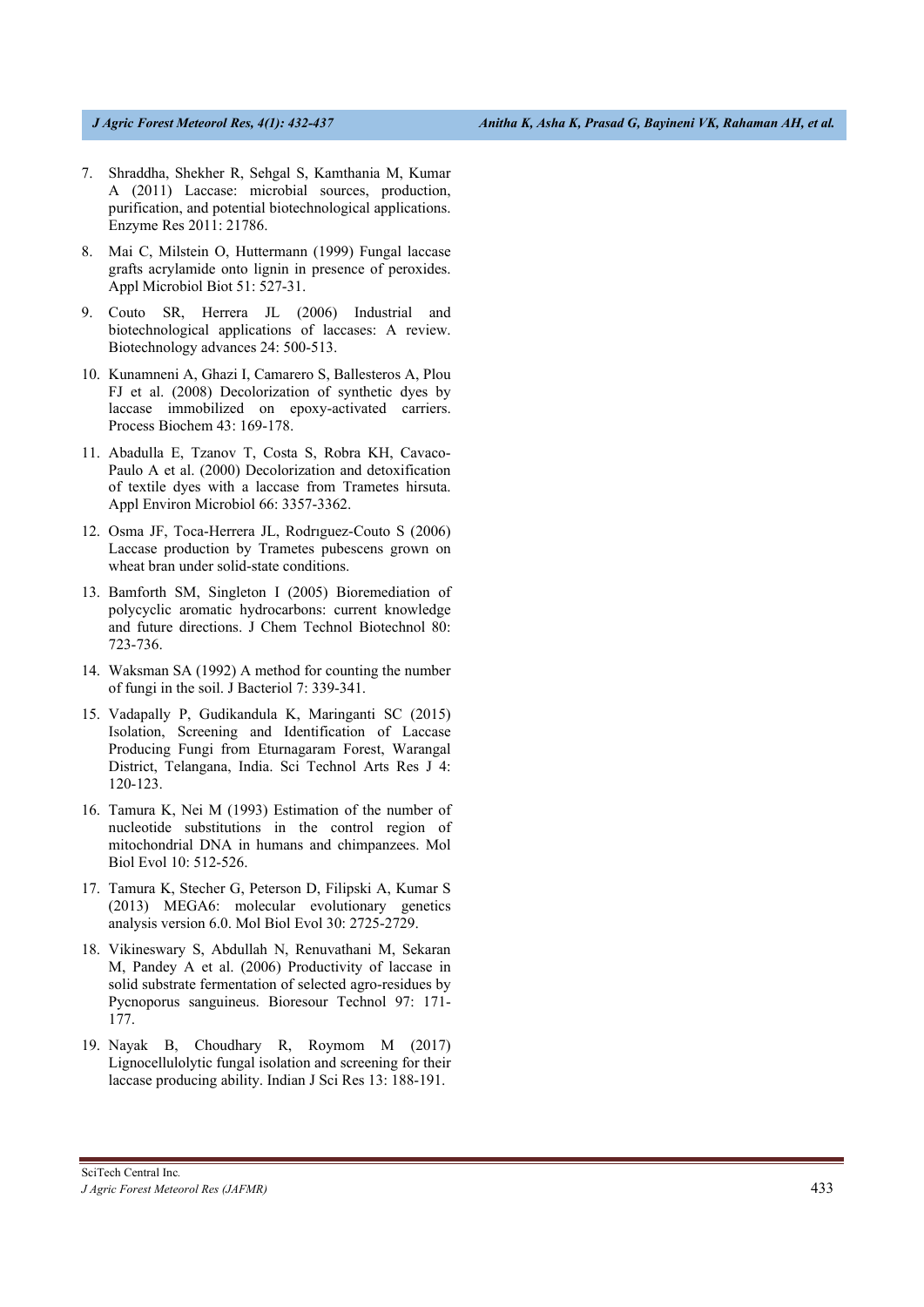7. Shraddha, Shekher R, Sehgal S, Kamthania M, Kumar A (2011) Laccase: microbial sources, production, purification, and potential biotechnological applications. Enzyme Res 2011: 21786.
8. Mai C, Milstein O, Huttermann (1999) Fungal laccase grafts acrylamide onto lignin in presence of peroxides. Appl Microbiol Biot 51: 527-31.
9. Couto SR, Herrera JL (2006) Industrial and biotechnological applications of laccases: A review. Biotechnology advances 24: 500-513.
10. Kunamneni A, Ghazi I, Camarero S, Ballesteros A, Plou FJ et al. (2008) Decolorization of synthetic dyes by laccase immobilized on epoxy-activated carriers. Process Biochem 43: 169-178.
11. Abadulla E, Tzanov T, Costa S, Robra KH, Cavaco-Paulo A et al. (2000) Decolorization and detoxification of textile dyes with a laccase from Trametes hirsuta. Appl Environ Microbiol 66: 3357-3362.
12. Osma JF, Toca-Herrera JL, Rodrıguez-Couto S (2006) Laccase production by Trametes pubescens grown on wheat bran under solid-state conditions.
13. Bamforth SM, Singleton I (2005) Bioremediation of polycyclic aromatic hydrocarbons: current knowledge and future directions. J Chem Technol Biotechnol 80: 723-736.
14. Waksman SA (1992) A method for counting the number of fungi in the soil. J Bacteriol 7: 339-341.
15. Vadapally P, Gudikandula K, Maringanti SC (2015) Isolation, Screening and Identification of Laccase Producing Fungi from Eturnagaram Forest, Warangal District, Telangana, India. Sci Technol Arts Res J 4: 120-123.
16. Tamura K, Nei M (1993) Estimation of the number of nucleotide substitutions in the control region of mitochondrial DNA in humans and chimpanzees. Mol Biol Evol 10: 512-526.
17. Tamura K, Stecher G, Peterson D, Filipski A, Kumar S (2013) MEGA6: molecular evolutionary genetics analysis version 6.0. Mol Biol Evol 30: 2725-2729.
18. Vikineswary S, Abdullah N, Renuvathani M, Sekaran M, Pandey A et al. (2006) Productivity of laccase in solid substrate fermentation of selected agro-residues by Pycnoporus sanguineus. Bioresour Technol 97: 171-177.
19. Nayak B, Choudhary R, Roymom M (2017) Lignocellulolytic fungal isolation and screening for their laccase producing ability. Indian J Sci Res 13: 188-191.